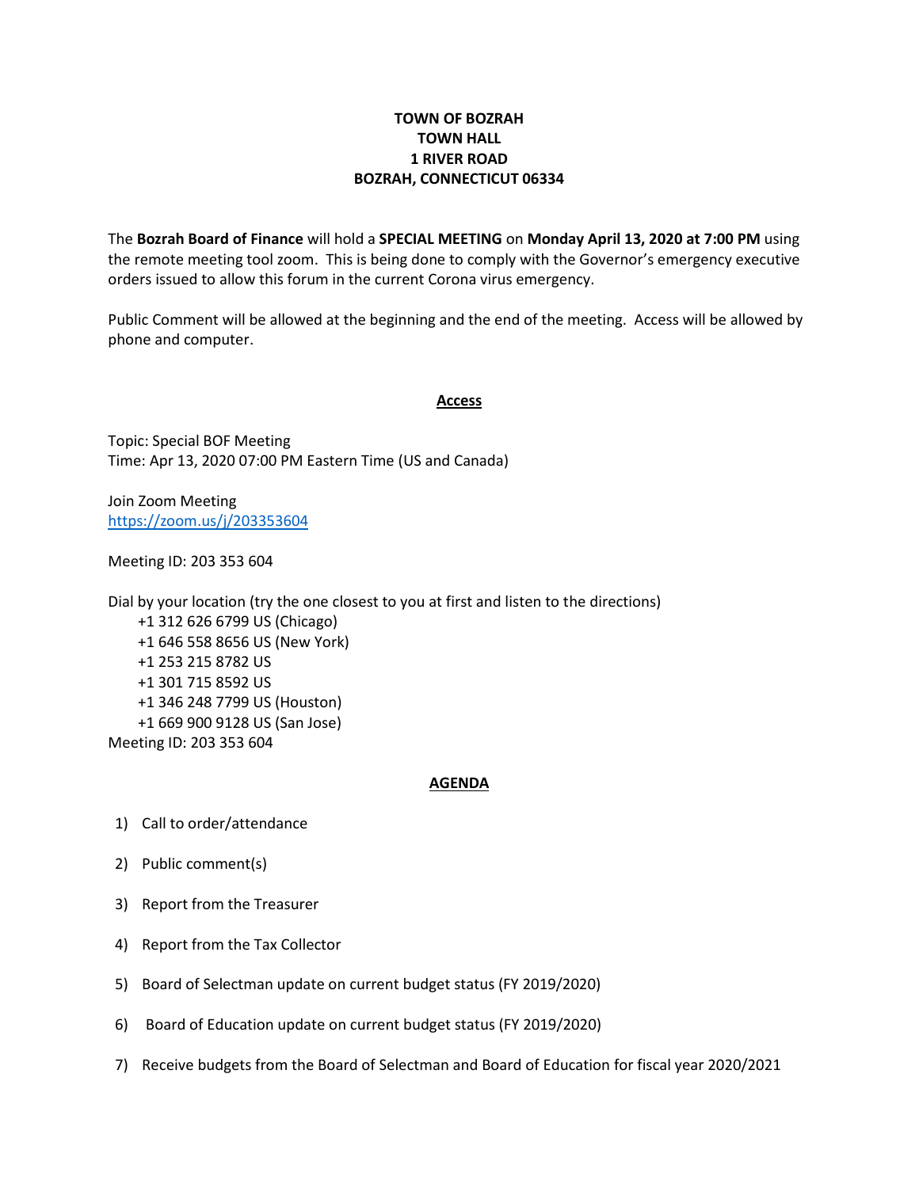**TOWN OF BOZRAH**
**TOWN HALL**
**1 RIVER ROAD**
**BOZRAH, CONNECTICUT 06334**

The **Bozrah Board of Finance** will hold a **SPECIAL MEETING** on **Monday April 13, 2020 at 7:00 PM** using the remote meeting tool zoom. This is being done to comply with the Governor's emergency executive orders issued to allow this forum in the current Corona virus emergency.

Public Comment will be allowed at the beginning and the end of the meeting. Access will be allowed by phone and computer.

## Access

Topic: Special BOF Meeting
Time: Apr 13, 2020 07:00 PM Eastern Time (US and Canada)

Join Zoom Meeting
https://zoom.us/j/203353604

Meeting ID: 203 353 604

Dial by your location (try the one closest to you at first and listen to the directions)
- +1 312 626 6799 US (Chicago)
- +1 646 558 8656 US (New York)
- +1 253 215 8782 US
- +1 301 715 8592 US
- +1 346 248 7799 US (Houston)
- +1 669 900 9128 US (San Jose)

Meeting ID: 203 353 604

## AGENDA

1) Call to order/attendance
2) Public comment(s)
3) Report from the Treasurer
4) Report from the Tax Collector
5) Board of Selectman update on current budget status (FY 2019/2020)
6) Board of Education update on current budget status (FY 2019/2020)
7) Receive budgets from the Board of Selectman and Board of Education for fiscal year 2020/2021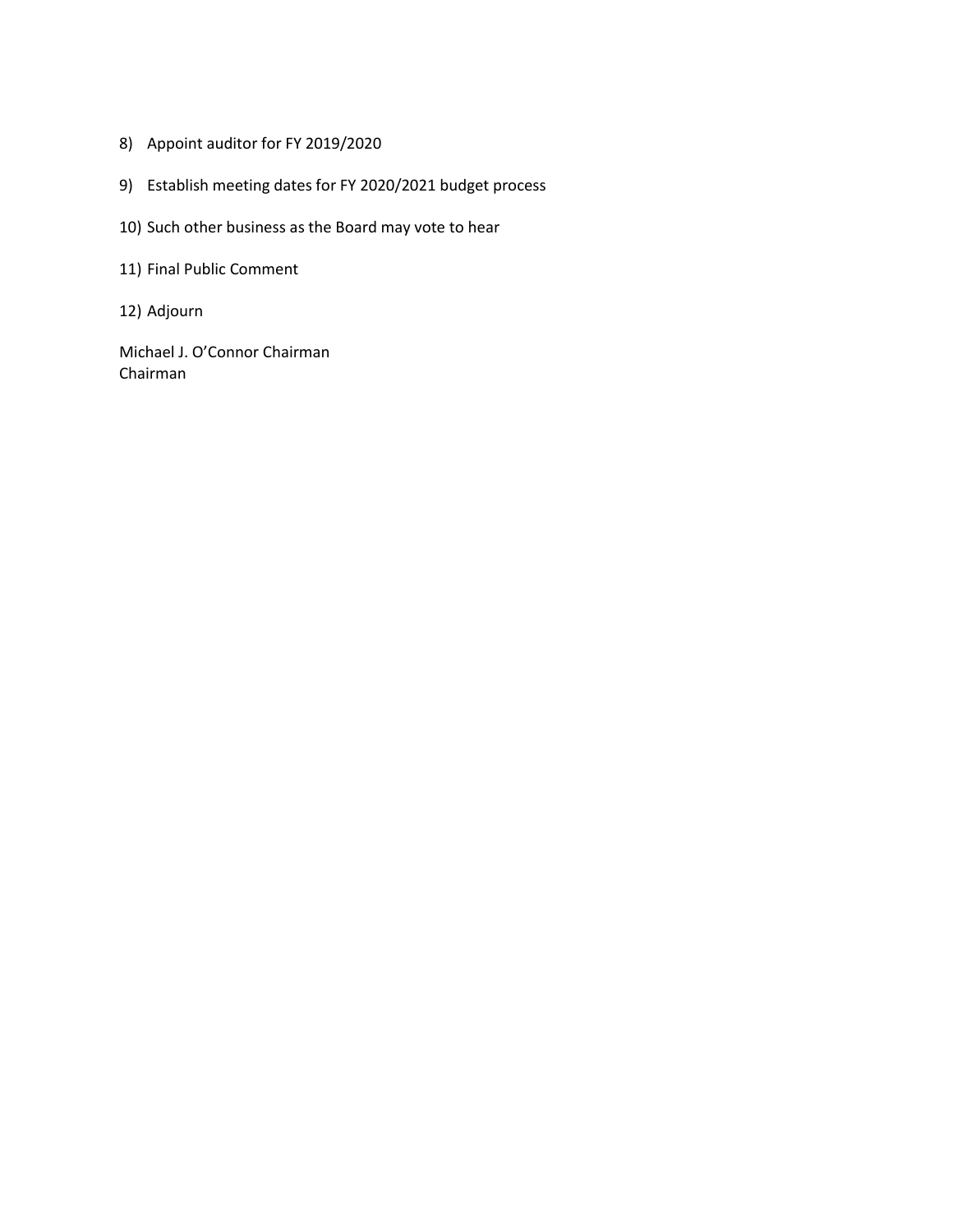8) Appoint auditor for FY 2019/2020

9) Establish meeting dates for FY 2020/2021 budget process

10) Such other business as the Board may vote to hear

11) Final Public Comment

12) Adjourn

Michael J. O'Connor Chairman
Chairman